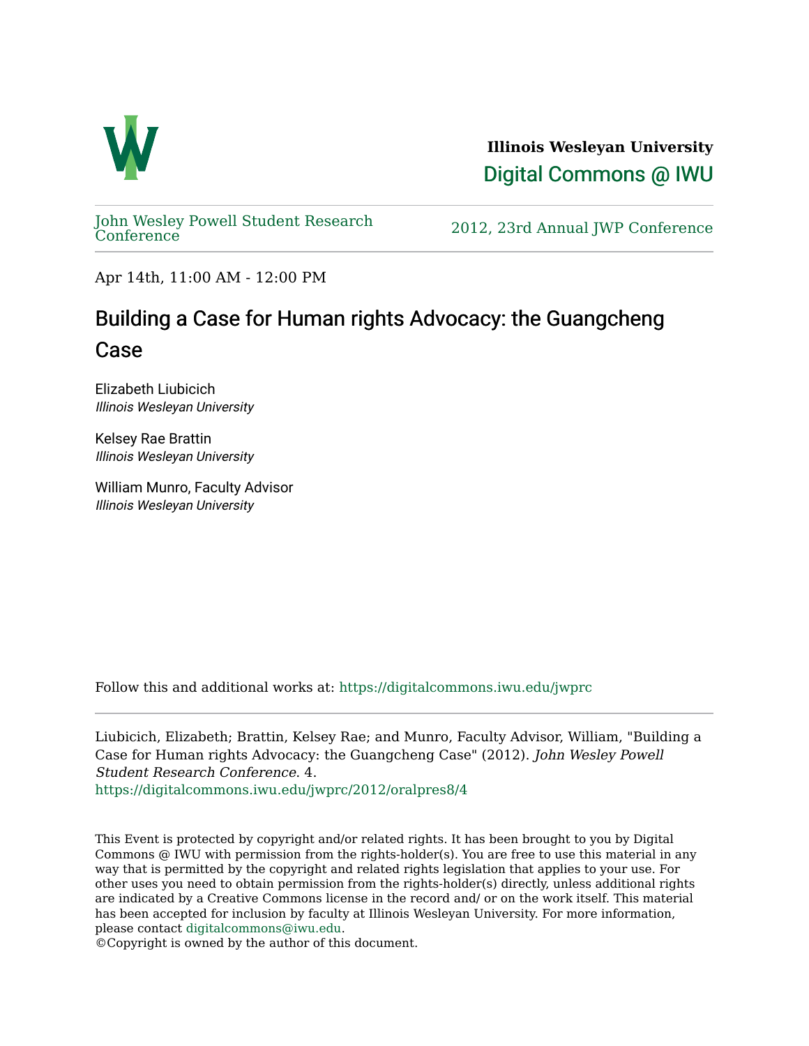**Illinois Wesleyan University**

Digital Commons @ IWU

John Wesley Powell Student Research Conference

2012, 23rd Annual JWP Conference

Apr 14th, 11:00 AM - 12:00 PM

# Building a Case for Human rights Advocacy: the Guangcheng Case

Elizabeth Liubicich
*Illinois Wesleyan University*

Kelsey Rae Brattin
*Illinois Wesleyan University*

William Munro, Faculty Advisor
*Illinois Wesleyan University*

Follow this and additional works at: https://digitalcommons.iwu.edu/jwprc

Liubicich, Elizabeth; Brattin, Kelsey Rae; and Munro, Faculty Advisor, William, "Building a Case for Human rights Advocacy: the Guangcheng Case" (2012). *John Wesley Powell Student Research Conference*. 4.
https://digitalcommons.iwu.edu/jwprc/2012/oralpres8/4

This Event is protected by copyright and/or related rights. It has been brought to you by Digital Commons @ IWU with permission from the rights-holder(s). You are free to use this material in any way that is permitted by the copyright and related rights legislation that applies to your use. For other uses you need to obtain permission from the rights-holder(s) directly, unless additional rights are indicated by a Creative Commons license in the record and/ or on the work itself. This material has been accepted for inclusion by faculty at Illinois Wesleyan University. For more information, please contact digitalcommons@iwu.edu.
©Copyright is owned by the author of this document.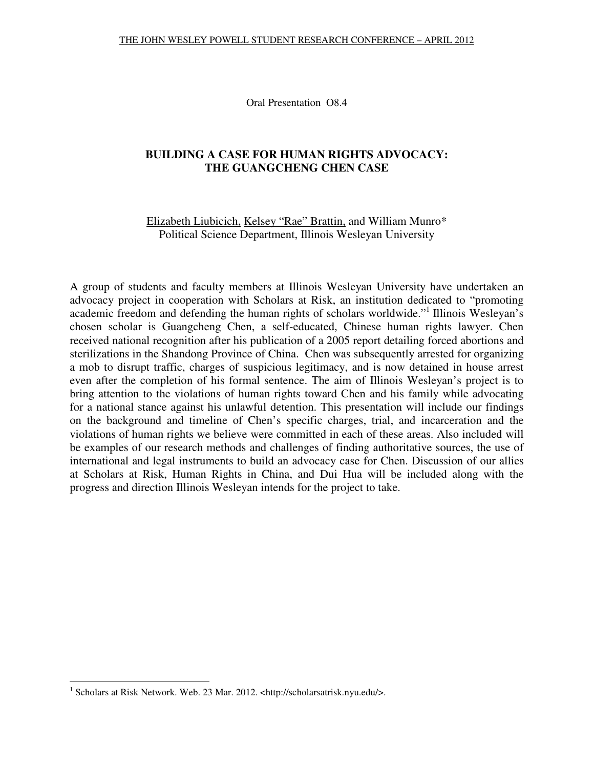Oral Presentation O8.4

# BUILDING A CASE FOR HUMAN RIGHTS ADVOCACY: THE GUANGCHENG CHEN CASE

Elizabeth Liubicich, Kelsey "Rae" Brattin, and William Munro*
Political Science Department, Illinois Wesleyan University

A group of students and faculty members at Illinois Wesleyan University have undertaken an advocacy project in cooperation with Scholars at Risk, an institution dedicated to "promoting academic freedom and defending the human rights of scholars worldwide."[1] Illinois Wesleyan's chosen scholar is Guangcheng Chen, a self-educated, Chinese human rights lawyer. Chen received national recognition after his publication of a 2005 report detailing forced abortions and sterilizations in the Shandong Province of China. Chen was subsequently arrested for organizing a mob to disrupt traffic, charges of suspicious legitimacy, and is now detained in house arrest even after the completion of his formal sentence. The aim of Illinois Wesleyan's project is to bring attention to the violations of human rights toward Chen and his family while advocating for a national stance against his unlawful detention. This presentation will include our findings on the background and timeline of Chen's specific charges, trial, and incarceration and the violations of human rights we believe were committed in each of these areas. Also included will be examples of our research methods and challenges of finding authoritative sources, the use of international and legal instruments to build an advocacy case for Chen. Discussion of our allies at Scholars at Risk, Human Rights in China, and Dui Hua will be included along with the progress and direction Illinois Wesleyan intends for the project to take.

---

[1] Scholars at Risk Network. Web. 23 Mar. 2012. <http://scholarsatrisk.nyu.edu/>.